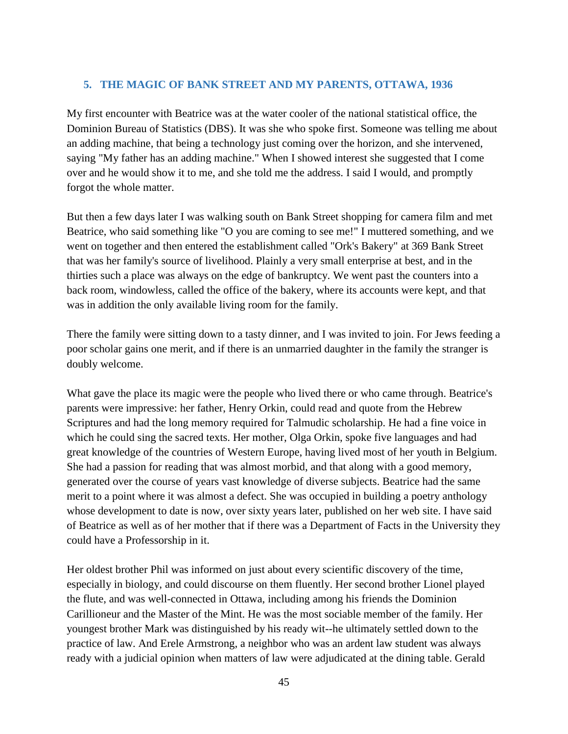## 5. THE MAGIC OF BANK STREET AND MY PARENTS, OTTAWA, 1936

My first encounter with Beatrice was at the water cooler of the national statistical office, the Dominion Bureau of Statistics (DBS). It was she who spoke first. Someone was telling me about an adding machine, that being a technology just coming over the horizon, and she intervened, saying "My father has an adding machine." When I showed interest she suggested that I come over and he would show it to me, and she told me the address. I said I would, and promptly forgot the whole matter.

But then a few days later I was walking south on Bank Street shopping for camera film and met Beatrice, who said something like "O you are coming to see me!" I muttered something, and we went on together and then entered the establishment called "Ork's Bakery" at 369 Bank Street that was her family's source of livelihood. Plainly a very small enterprise at best, and in the thirties such a place was always on the edge of bankruptcy. We went past the counters into a back room, windowless, called the office of the bakery, where its accounts were kept, and that was in addition the only available living room for the family.

There the family were sitting down to a tasty dinner, and I was invited to join. For Jews feeding a poor scholar gains one merit, and if there is an unmarried daughter in the family the stranger is doubly welcome.

What gave the place its magic were the people who lived there or who came through. Beatrice's parents were impressive: her father, Henry Orkin, could read and quote from the Hebrew Scriptures and had the long memory required for Talmudic scholarship. He had a fine voice in which he could sing the sacred texts. Her mother, Olga Orkin, spoke five languages and had great knowledge of the countries of Western Europe, having lived most of her youth in Belgium. She had a passion for reading that was almost morbid, and that along with a good memory, generated over the course of years vast knowledge of diverse subjects. Beatrice had the same merit to a point where it was almost a defect. She was occupied in building a poetry anthology whose development to date is now, over sixty years later, published on her web site. I have said of Beatrice as well as of her mother that if there was a Department of Facts in the University they could have a Professorship in it.

Her oldest brother Phil was informed on just about every scientific discovery of the time, especially in biology, and could discourse on them fluently. Her second brother Lionel played the flute, and was well-connected in Ottawa, including among his friends the Dominion Carillioneur and the Master of the Mint. He was the most sociable member of the family. Her youngest brother Mark was distinguished by his ready wit--he ultimately settled down to the practice of law. And Erele Armstrong, a neighbor who was an ardent law student was always ready with a judicial opinion when matters of law were adjudicated at the dining table. Gerald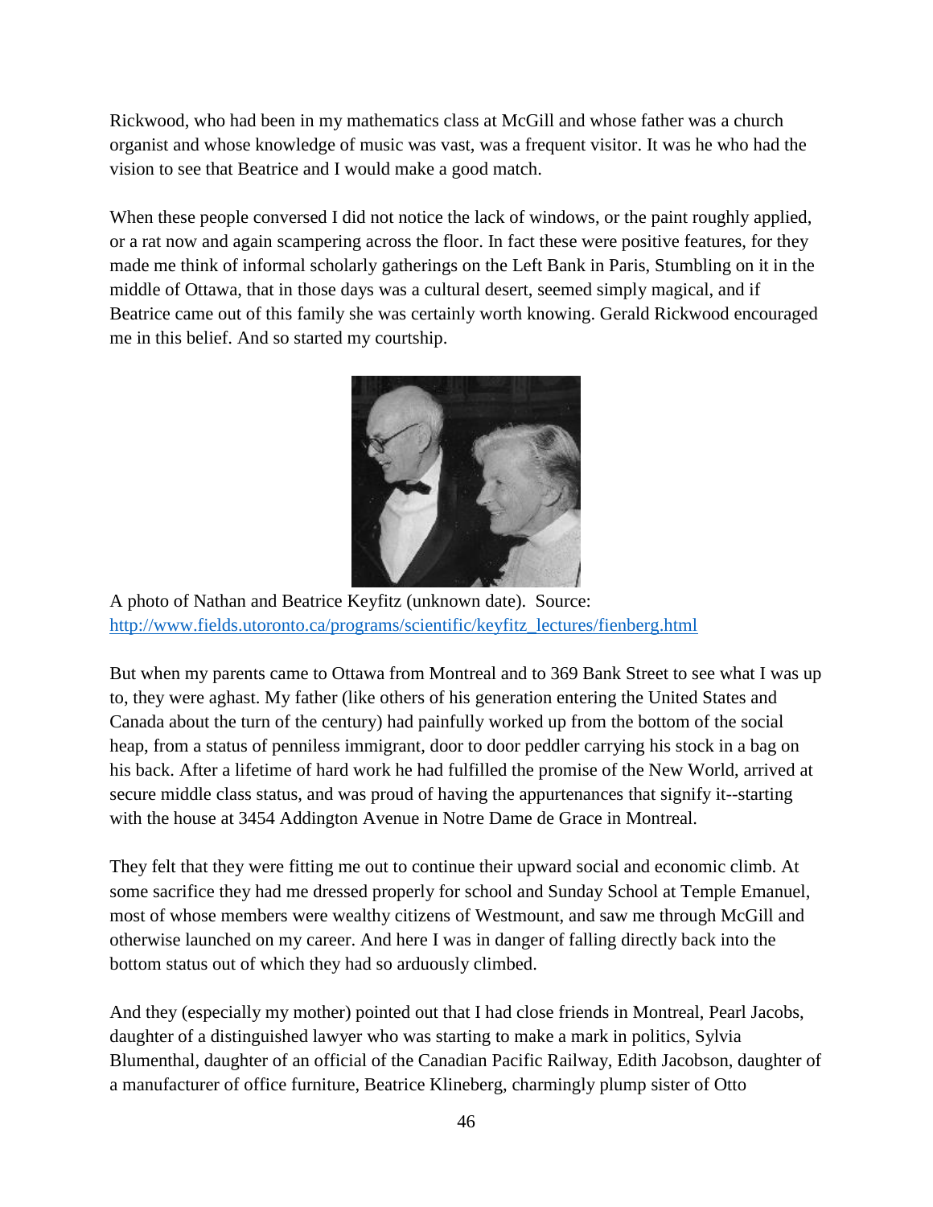Rickwood, who had been in my mathematics class at McGill and whose father was a church organist and whose knowledge of music was vast, was a frequent visitor. It was he who had the vision to see that Beatrice and I would make a good match.

When these people conversed I did not notice the lack of windows, or the paint roughly applied, or a rat now and again scampering across the floor. In fact these were positive features, for they made me think of informal scholarly gatherings on the Left Bank in Paris, Stumbling on it in the middle of Ottawa, that in those days was a cultural desert, seemed simply magical, and if Beatrice came out of this family she was certainly worth knowing. Gerald Rickwood encouraged me in this belief. And so started my courtship.

A photo of Nathan and Beatrice Keyfitz (unknown date). Source: http://www.fields.utoronto.ca/programs/scientific/keyfitz_lectures/fienberg.html

But when my parents came to Ottawa from Montreal and to 369 Bank Street to see what I was up to, they were aghast. My father (like others of his generation entering the United States and Canada about the turn of the century) had painfully worked up from the bottom of the social heap, from a status of penniless immigrant, door to door peddler carrying his stock in a bag on his back. After a lifetime of hard work he had fulfilled the promise of the New World, arrived at secure middle class status, and was proud of having the appurtenances that signify it--starting with the house at 3454 Addington Avenue in Notre Dame de Grace in Montreal.

They felt that they were fitting me out to continue their upward social and economic climb. At some sacrifice they had me dressed properly for school and Sunday School at Temple Emanuel, most of whose members were wealthy citizens of Westmount, and saw me through McGill and otherwise launched on my career. And here I was in danger of falling directly back into the bottom status out of which they had so arduously climbed.

And they (especially my mother) pointed out that I had close friends in Montreal, Pearl Jacobs, daughter of a distinguished lawyer who was starting to make a mark in politics, Sylvia Blumenthal, daughter of an official of the Canadian Pacific Railway, Edith Jacobson, daughter of a manufacturer of office furniture, Beatrice Klineberg, charmingly plump sister of Otto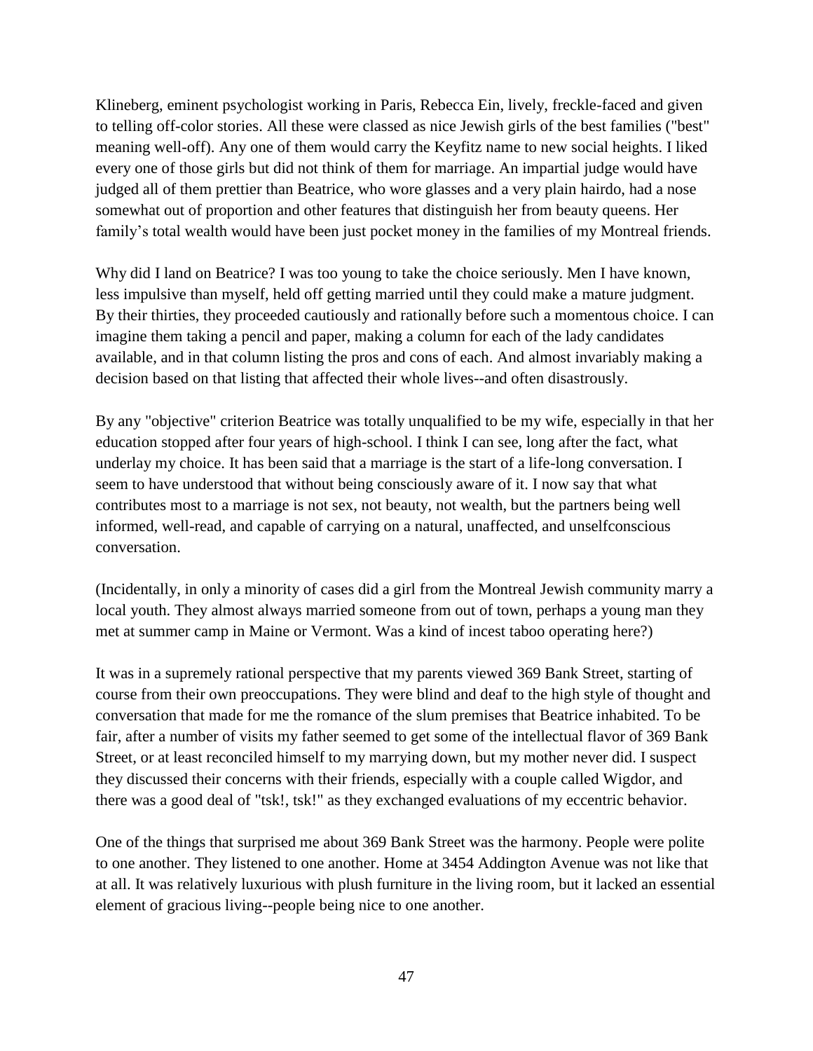Klineberg, eminent psychologist working in Paris, Rebecca Ein, lively, freckle-faced and given to telling off-color stories. All these were classed as nice Jewish girls of the best families ("best" meaning well-off). Any one of them would carry the Keyfitz name to new social heights. I liked every one of those girls but did not think of them for marriage. An impartial judge would have judged all of them prettier than Beatrice, who wore glasses and a very plain hairdo, had a nose somewhat out of proportion and other features that distinguish her from beauty queens. Her family's total wealth would have been just pocket money in the families of my Montreal friends.

Why did I land on Beatrice? I was too young to take the choice seriously. Men I have known, less impulsive than myself, held off getting married until they could make a mature judgment. By their thirties, they proceeded cautiously and rationally before such a momentous choice. I can imagine them taking a pencil and paper, making a column for each of the lady candidates available, and in that column listing the pros and cons of each. And almost invariably making a decision based on that listing that affected their whole lives--and often disastrously.

By any "objective" criterion Beatrice was totally unqualified to be my wife, especially in that her education stopped after four years of high-school. I think I can see, long after the fact, what underlay my choice. It has been said that a marriage is the start of a life-long conversation. I seem to have understood that without being consciously aware of it. I now say that what contributes most to a marriage is not sex, not beauty, not wealth, but the partners being well informed, well-read, and capable of carrying on a natural, unaffected, and unselfconscious conversation.

(Incidentally, in only a minority of cases did a girl from the Montreal Jewish community marry a local youth. They almost always married someone from out of town, perhaps a young man they met at summer camp in Maine or Vermont. Was a kind of incest taboo operating here?)

It was in a supremely rational perspective that my parents viewed 369 Bank Street, starting of course from their own preoccupations. They were blind and deaf to the high style of thought and conversation that made for me the romance of the slum premises that Beatrice inhabited. To be fair, after a number of visits my father seemed to get some of the intellectual flavor of 369 Bank Street, or at least reconciled himself to my marrying down, but my mother never did. I suspect they discussed their concerns with their friends, especially with a couple called Wigdor, and there was a good deal of "tsk!, tsk!" as they exchanged evaluations of my eccentric behavior.

One of the things that surprised me about 369 Bank Street was the harmony. People were polite to one another. They listened to one another. Home at 3454 Addington Avenue was not like that at all. It was relatively luxurious with plush furniture in the living room, but it lacked an essential element of gracious living--people being nice to one another.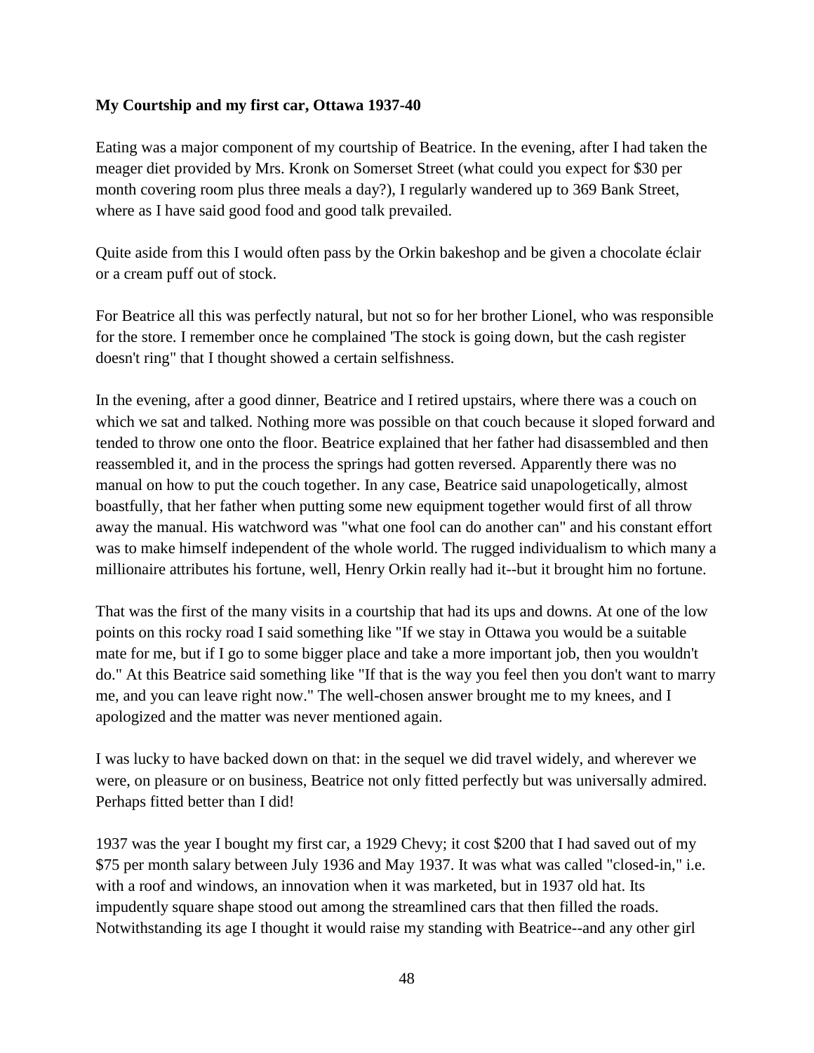**My Courtship and my first car, Ottawa 1937-40**

Eating was a major component of my courtship of Beatrice. In the evening, after I had taken the meager diet provided by Mrs. Kronk on Somerset Street (what could you expect for $30 per month covering room plus three meals a day?), I regularly wandered up to 369 Bank Street, where as I have said good food and good talk prevailed.

Quite aside from this I would often pass by the Orkin bakeshop and be given a chocolate éclair or a cream puff out of stock.

For Beatrice all this was perfectly natural, but not so for her brother Lionel, who was responsible for the store. I remember once he complained 'The stock is going down, but the cash register doesn't ring" that I thought showed a certain selfishness.

In the evening, after a good dinner, Beatrice and I retired upstairs, where there was a couch on which we sat and talked. Nothing more was possible on that couch because it sloped forward and tended to throw one onto the floor. Beatrice explained that her father had disassembled and then reassembled it, and in the process the springs had gotten reversed. Apparently there was no manual on how to put the couch together. In any case, Beatrice said unapologetically, almost boastfully, that her father when putting some new equipment together would first of all throw away the manual. His watchword was "what one fool can do another can" and his constant effort was to make himself independent of the whole world. The rugged individualism to which many a millionaire attributes his fortune, well, Henry Orkin really had it--but it brought him no fortune.

That was the first of the many visits in a courtship that had its ups and downs. At one of the low points on this rocky road I said something like "If we stay in Ottawa you would be a suitable mate for me, but if I go to some bigger place and take a more important job, then you wouldn't do." At this Beatrice said something like "If that is the way you feel then you don't want to marry me, and you can leave right now." The well-chosen answer brought me to my knees, and I apologized and the matter was never mentioned again.

I was lucky to have backed down on that: in the sequel we did travel widely, and wherever we were, on pleasure or on business, Beatrice not only fitted perfectly but was universally admired. Perhaps fitted better than I did!

1937 was the year I bought my first car, a 1929 Chevy; it cost $200 that I had saved out of my $75 per month salary between July 1936 and May 1937. It was what was called "closed-in," i.e. with a roof and windows, an innovation when it was marketed, but in 1937 old hat. Its impudently square shape stood out among the streamlined cars that then filled the roads. Notwithstanding its age I thought it would raise my standing with Beatrice--and any other girl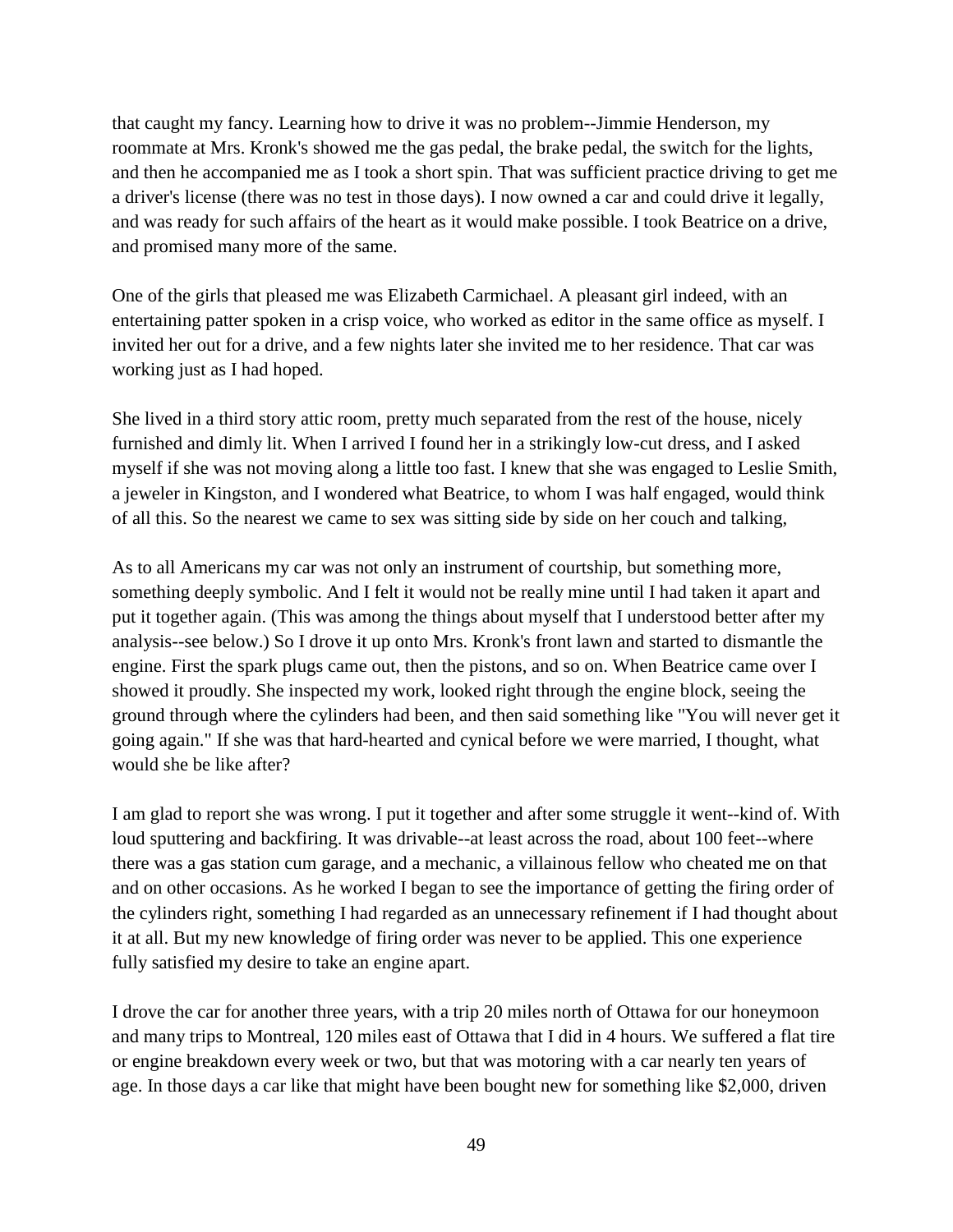that caught my fancy. Learning how to drive it was no problem--Jimmie Henderson, my roommate at Mrs. Kronk's showed me the gas pedal, the brake pedal, the switch for the lights, and then he accompanied me as I took a short spin. That was sufficient practice driving to get me a driver's license (there was no test in those days). I now owned a car and could drive it legally, and was ready for such affairs of the heart as it would make possible. I took Beatrice on a drive, and promised many more of the same.

One of the girls that pleased me was Elizabeth Carmichael. A pleasant girl indeed, with an entertaining patter spoken in a crisp voice, who worked as editor in the same office as myself. I invited her out for a drive, and a few nights later she invited me to her residence. That car was working just as I had hoped.

She lived in a third story attic room, pretty much separated from the rest of the house, nicely furnished and dimly lit. When I arrived I found her in a strikingly low-cut dress, and I asked myself if she was not moving along a little too fast. I knew that she was engaged to Leslie Smith, a jeweler in Kingston, and I wondered what Beatrice, to whom I was half engaged, would think of all this. So the nearest we came to sex was sitting side by side on her couch and talking,

As to all Americans my car was not only an instrument of courtship, but something more, something deeply symbolic. And I felt it would not be really mine until I had taken it apart and put it together again. (This was among the things about myself that I understood better after my analysis--see below.) So I drove it up onto Mrs. Kronk's front lawn and started to dismantle the engine. First the spark plugs came out, then the pistons, and so on. When Beatrice came over I showed it proudly. She inspected my work, looked right through the engine block, seeing the ground through where the cylinders had been, and then said something like "You will never get it going again." If she was that hard-hearted and cynical before we were married, I thought, what would she be like after?

I am glad to report she was wrong. I put it together and after some struggle it went--kind of. With loud sputtering and backfiring. It was drivable--at least across the road, about 100 feet--where there was a gas station cum garage, and a mechanic, a villainous fellow who cheated me on that and on other occasions. As he worked I began to see the importance of getting the firing order of the cylinders right, something I had regarded as an unnecessary refinement if I had thought about it at all. But my new knowledge of firing order was never to be applied. This one experience fully satisfied my desire to take an engine apart.

I drove the car for another three years, with a trip 20 miles north of Ottawa for our honeymoon and many trips to Montreal, 120 miles east of Ottawa that I did in 4 hours. We suffered a flat tire or engine breakdown every week or two, but that was motoring with a car nearly ten years of age. In those days a car like that might have been bought new for something like $2,000, driven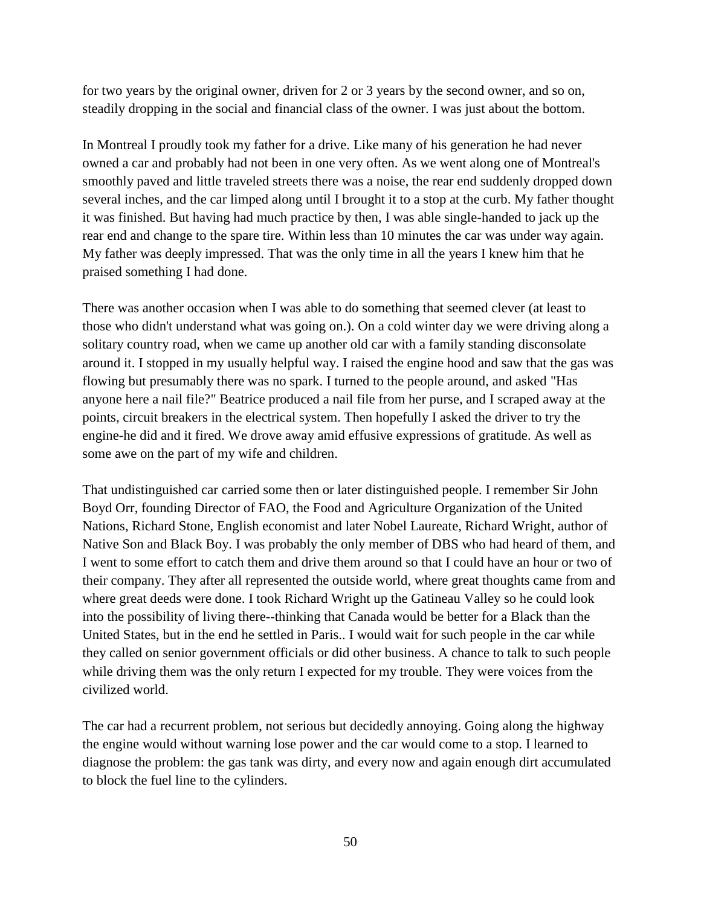for two years by the original owner, driven for 2 or 3 years by the second owner, and so on, steadily dropping in the social and financial class of the owner. I was just about the bottom.

In Montreal I proudly took my father for a drive. Like many of his generation he had never owned a car and probably had not been in one very often. As we went along one of Montreal's smoothly paved and little traveled streets there was a noise, the rear end suddenly dropped down several inches, and the car limped along until I brought it to a stop at the curb. My father thought it was finished. But having had much practice by then, I was able single-handed to jack up the rear end and change to the spare tire. Within less than 10 minutes the car was under way again. My father was deeply impressed. That was the only time in all the years I knew him that he praised something I had done.

There was another occasion when I was able to do something that seemed clever (at least to those who didn't understand what was going on.). On a cold winter day we were driving along a solitary country road, when we came up another old car with a family standing disconsolate around it. I stopped in my usually helpful way. I raised the engine hood and saw that the gas was flowing but presumably there was no spark. I turned to the people around, and asked "Has anyone here a nail file?" Beatrice produced a nail file from her purse, and I scraped away at the points, circuit breakers in the electrical system. Then hopefully I asked the driver to try the engine-he did and it fired. We drove away amid effusive expressions of gratitude. As well as some awe on the part of my wife and children.

That undistinguished car carried some then or later distinguished people. I remember Sir John Boyd Orr, founding Director of FAO, the Food and Agriculture Organization of the United Nations, Richard Stone, English economist and later Nobel Laureate, Richard Wright, author of Native Son and Black Boy. I was probably the only member of DBS who had heard of them, and I went to some effort to catch them and drive them around so that I could have an hour or two of their company. They after all represented the outside world, where great thoughts came from and where great deeds were done. I took Richard Wright up the Gatineau Valley so he could look into the possibility of living there--thinking that Canada would be better for a Black than the United States, but in the end he settled in Paris.. I would wait for such people in the car while they called on senior government officials or did other business. A chance to talk to such people while driving them was the only return I expected for my trouble. They were voices from the civilized world.

The car had a recurrent problem, not serious but decidedly annoying. Going along the highway the engine would without warning lose power and the car would come to a stop. I learned to diagnose the problem: the gas tank was dirty, and every now and again enough dirt accumulated to block the fuel line to the cylinders.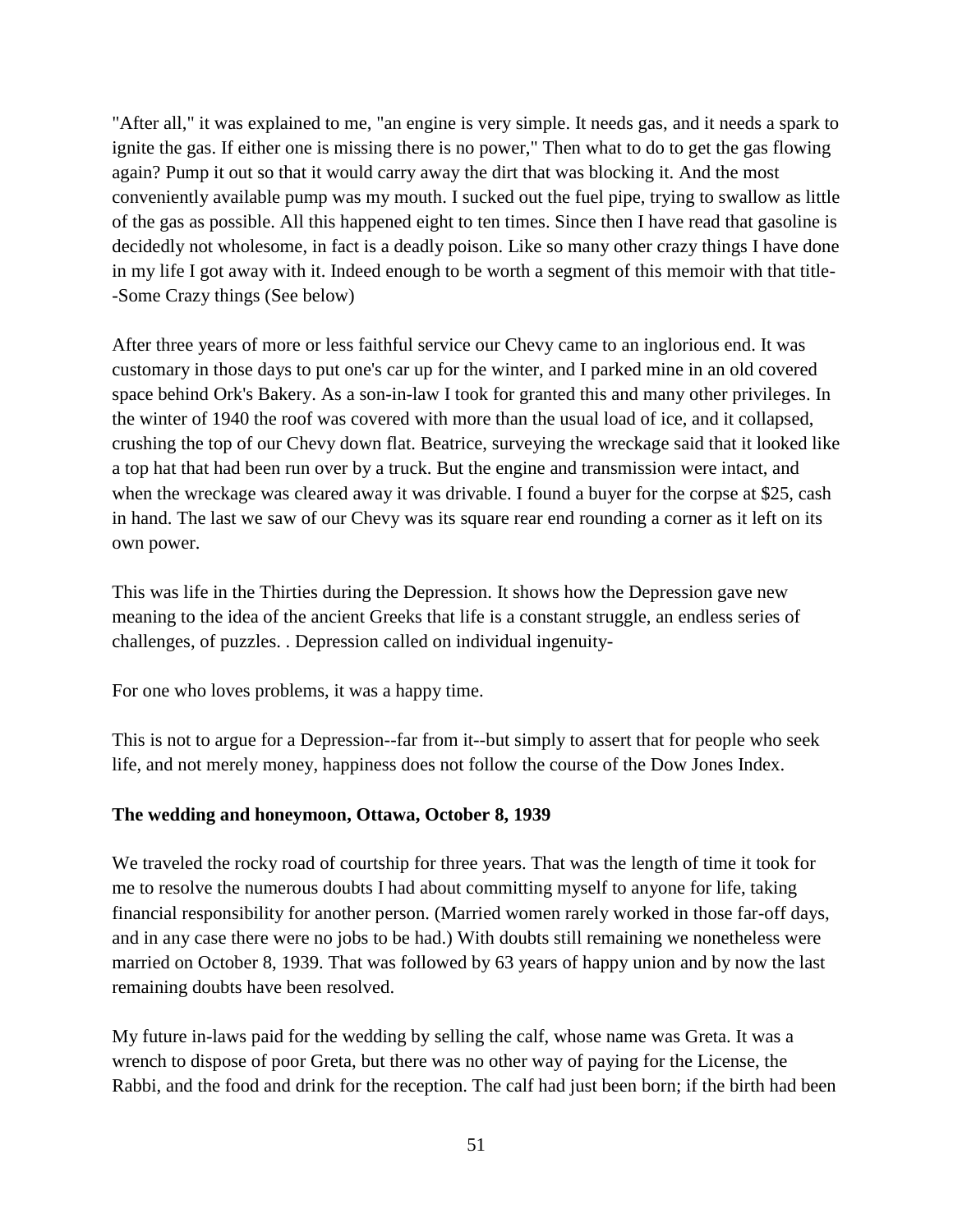"After all," it was explained to me, "an engine is very simple. It needs gas, and it needs a spark to ignite the gas. If either one is missing there is no power," Then what to do to get the gas flowing again? Pump it out so that it would carry away the dirt that was blocking it. And the most conveniently available pump was my mouth. I sucked out the fuel pipe, trying to swallow as little of the gas as possible. All this happened eight to ten times. Since then I have read that gasoline is decidedly not wholesome, in fact is a deadly poison. Like so many other crazy things I have done in my life I got away with it. Indeed enough to be worth a segment of this memoir with that title--Some Crazy things (See below)

After three years of more or less faithful service our Chevy came to an inglorious end. It was customary in those days to put one's car up for the winter, and I parked mine in an old covered space behind Ork's Bakery. As a son-in-law I took for granted this and many other privileges. In the winter of 1940 the roof was covered with more than the usual load of ice, and it collapsed, crushing the top of our Chevy down flat. Beatrice, surveying the wreckage said that it looked like a top hat that had been run over by a truck. But the engine and transmission were intact, and when the wreckage was cleared away it was drivable. I found a buyer for the corpse at $25, cash in hand. The last we saw of our Chevy was its square rear end rounding a corner as it left on its own power.

This was life in the Thirties during the Depression. It shows how the Depression gave new meaning to the idea of the ancient Greeks that life is a constant struggle, an endless series of challenges, of puzzles. . Depression called on individual ingenuity-

For one who loves problems, it was a happy time.

This is not to argue for a Depression--far from it--but simply to assert that for people who seek life, and not merely money, happiness does not follow the course of the Dow Jones Index.

**The wedding and honeymoon, Ottawa, October 8, 1939**

We traveled the rocky road of courtship for three years. That was the length of time it took for me to resolve the numerous doubts I had about committing myself to anyone for life, taking financial responsibility for another person. (Married women rarely worked in those far-off days, and in any case there were no jobs to be had.) With doubts still remaining we nonetheless were married on October 8, 1939. That was followed by 63 years of happy union and by now the last remaining doubts have been resolved.

My future in-laws paid for the wedding by selling the calf, whose name was Greta. It was a wrench to dispose of poor Greta, but there was no other way of paying for the License, the Rabbi, and the food and drink for the reception. The calf had just been born; if the birth had been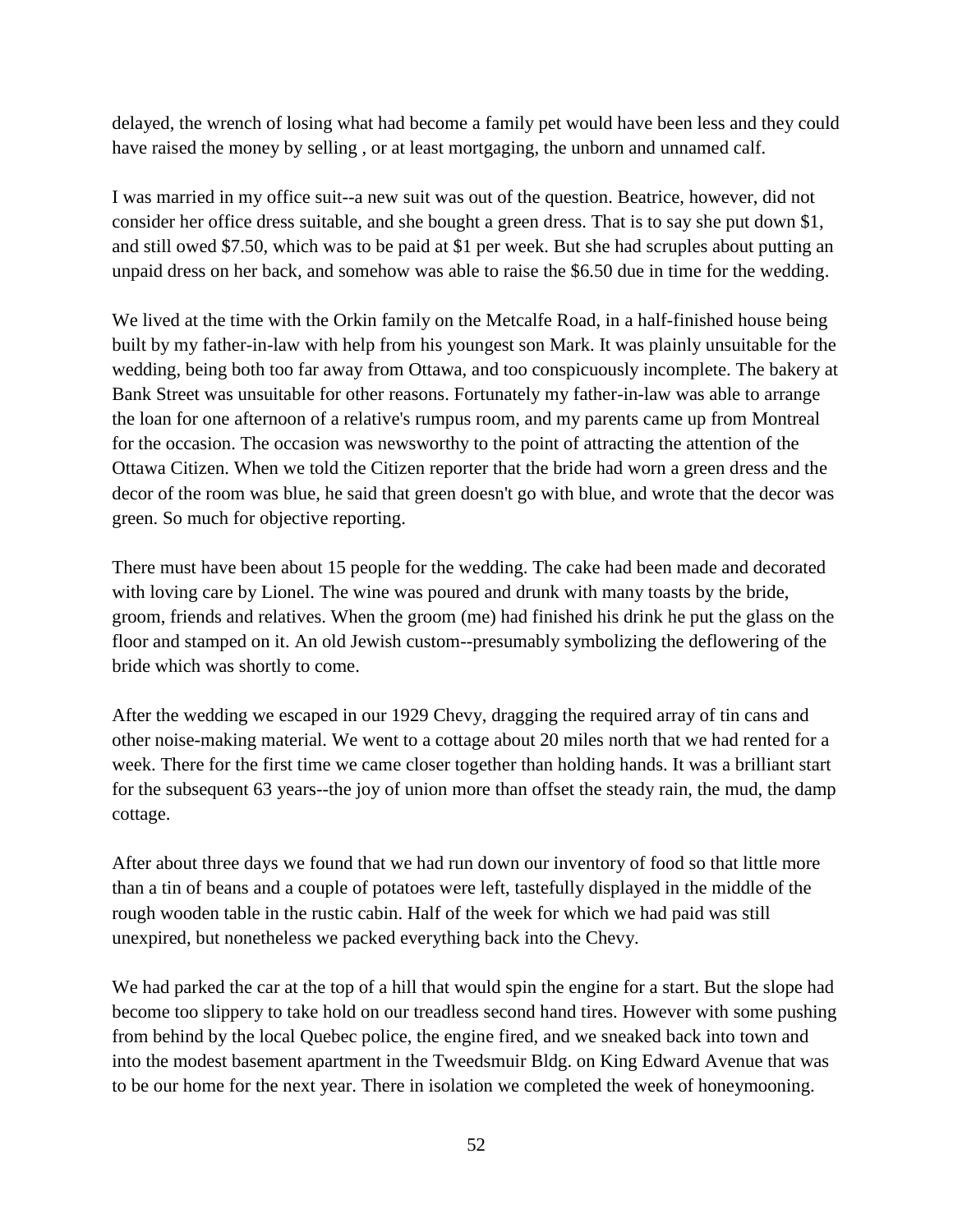delayed, the wrench of losing what had become a family pet would have been less and they could have raised the money by selling , or at least mortgaging, the unborn and unnamed calf.

I was married in my office suit--a new suit was out of the question. Beatrice, however, did not consider her office dress suitable, and she bought a green dress. That is to say she put down $1, and still owed $7.50, which was to be paid at $1 per week. But she had scruples about putting an unpaid dress on her back, and somehow was able to raise the $6.50 due in time for the wedding.

We lived at the time with the Orkin family on the Metcalfe Road, in a half-finished house being built by my father-in-law with help from his youngest son Mark. It was plainly unsuitable for the wedding, being both too far away from Ottawa, and too conspicuously incomplete. The bakery at Bank Street was unsuitable for other reasons. Fortunately my father-in-law was able to arrange the loan for one afternoon of a relative's rumpus room, and my parents came up from Montreal for the occasion. The occasion was newsworthy to the point of attracting the attention of the Ottawa Citizen. When we told the Citizen reporter that the bride had worn a green dress and the decor of the room was blue, he said that green doesn't go with blue, and wrote that the decor was green. So much for objective reporting.

There must have been about 15 people for the wedding. The cake had been made and decorated with loving care by Lionel. The wine was poured and drunk with many toasts by the bride, groom, friends and relatives. When the groom (me) had finished his drink he put the glass on the floor and stamped on it. An old Jewish custom--presumably symbolizing the deflowering of the bride which was shortly to come.

After the wedding we escaped in our 1929 Chevy, dragging the required array of tin cans and other noise-making material. We went to a cottage about 20 miles north that we had rented for a week. There for the first time we came closer together than holding hands. It was a brilliant start for the subsequent 63 years--the joy of union more than offset the steady rain, the mud, the damp cottage.

After about three days we found that we had run down our inventory of food so that little more than a tin of beans and a couple of potatoes were left, tastefully displayed in the middle of the rough wooden table in the rustic cabin. Half of the week for which we had paid was still unexpired, but nonetheless we packed everything back into the Chevy.

We had parked the car at the top of a hill that would spin the engine for a start. But the slope had become too slippery to take hold on our treadless second hand tires. However with some pushing from behind by the local Quebec police, the engine fired, and we sneaked back into town and into the modest basement apartment in the Tweedsmuir Bldg. on King Edward Avenue that was to be our home for the next year. There in isolation we completed the week of honeymooning.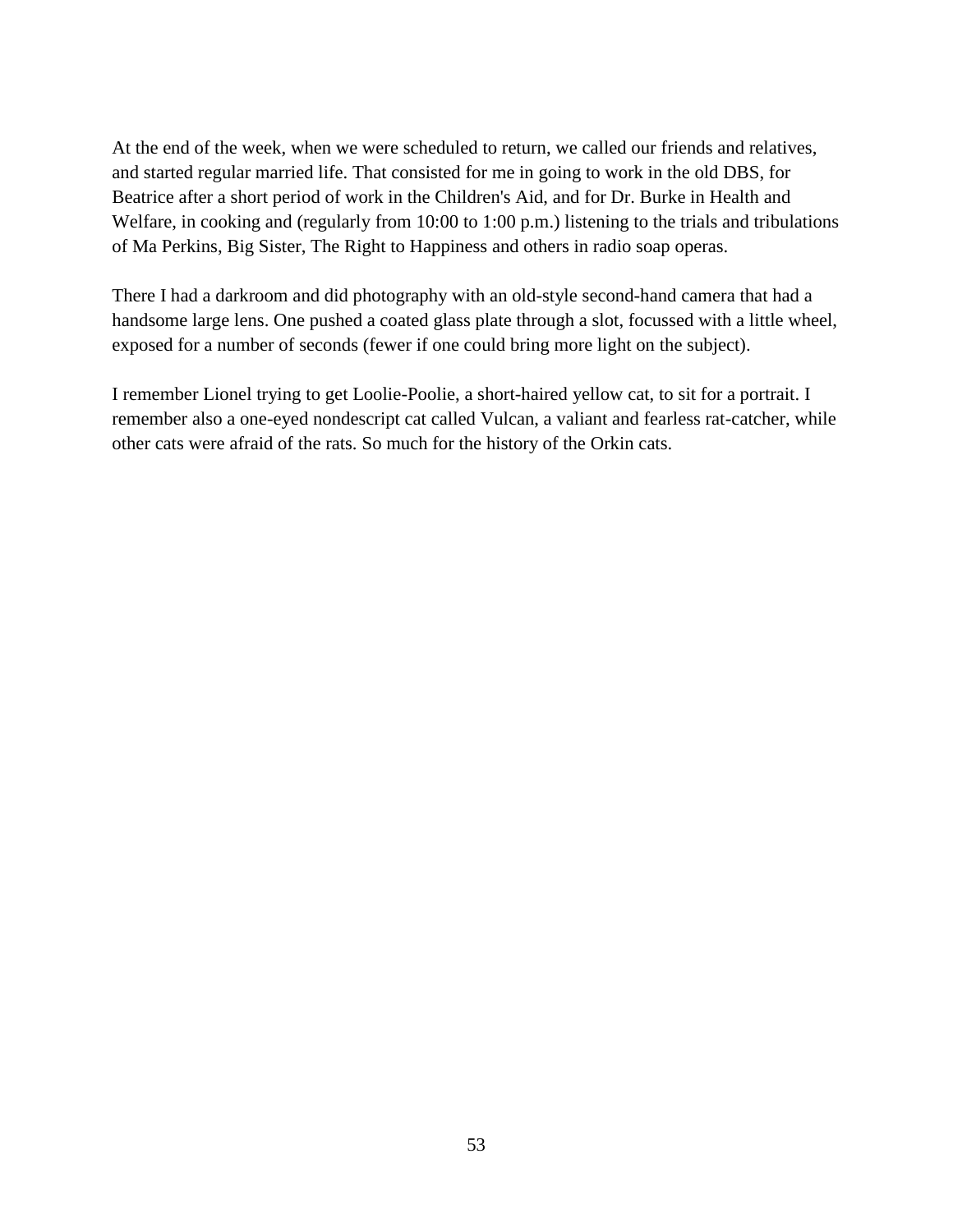At the end of the week, when we were scheduled to return, we called our friends and relatives, and started regular married life. That consisted for me in going to work in the old DBS, for Beatrice after a short period of work in the Children's Aid, and for Dr. Burke in Health and Welfare, in cooking and (regularly from 10:00 to 1:00 p.m.) listening to the trials and tribulations of Ma Perkins, Big Sister, The Right to Happiness and others in radio soap operas.

There I had a darkroom and did photography with an old-style second-hand camera that had a handsome large lens. One pushed a coated glass plate through a slot, focussed with a little wheel, exposed for a number of seconds (fewer if one could bring more light on the subject).

I remember Lionel trying to get Loolie-Poolie, a short-haired yellow cat, to sit for a portrait. I remember also a one-eyed nondescript cat called Vulcan, a valiant and fearless rat-catcher, while other cats were afraid of the rats. So much for the history of the Orkin cats.